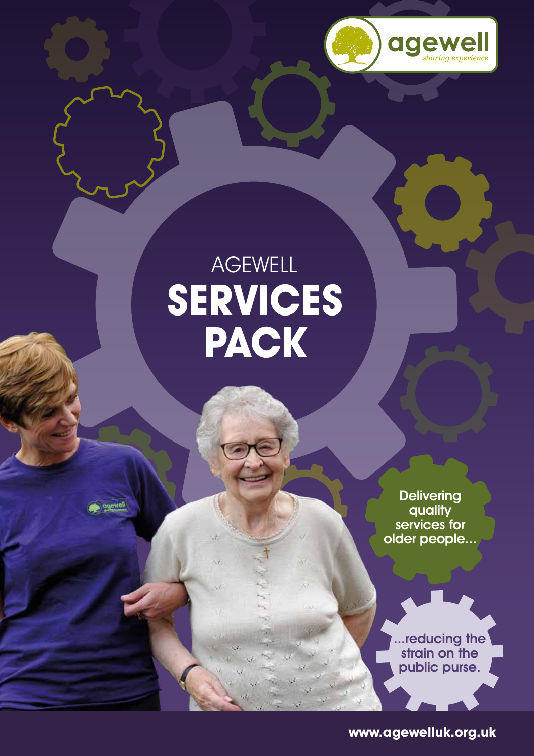agewell
*sharing experience*

# AGEWELL SERVICES PACK

Delivering quality services for older people...

...reducing the strain on the public purse.

www.agewelluk.org.uk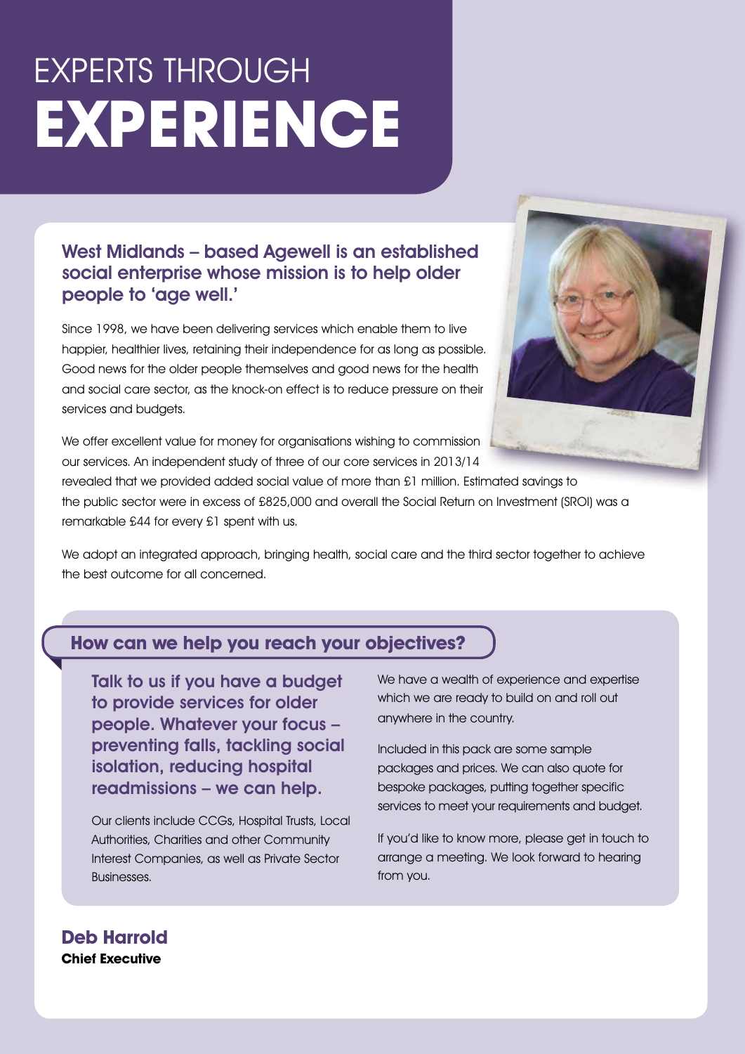# EXPERTS THROUGH **EXPERIENCE**

### West Midlands – based Agewell is an established social enterprise whose mission is to help older people to 'age well.'

Since 1998, we have been delivering services which enable them to live happier, healthier lives, retaining their independence for as long as possible. Good news for the older people themselves and good news for the health and social care sector, as the knock-on effect is to reduce pressure on their services and budgets.

We offer excellent value for money for organisations wishing to commission our services. An independent study of three of our core services in 2013/14 revealed that we provided added social value of more than £1 million. Estimated savings to the public sector were in excess of £825,000 and overall the Social Return on Investment (SROI) was a remarkable £44 for every £1 spent with us.

We adopt an integrated approach, bringing health, social care and the third sector together to achieve the best outcome for all concerned.

## How can we help you reach your objectives?

### Talk to us if you have a budget to provide services for older people. Whatever your focus – preventing falls, tackling social isolation, reducing hospital readmissions – we can help.

Our clients include CCGs, Hospital Trusts, Local Authorities, Charities and other Community Interest Companies, as well as Private Sector Businesses.

We have a wealth of experience and expertise which we are ready to build on and roll out anywhere in the country.

Included in this pack are some sample packages and prices. We can also quote for bespoke packages, putting together specific services to meet your requirements and budget.

If you'd like to know more, please get in touch to arrange a meeting. We look forward to hearing from you.

**Deb Harrold**
**Chief Executive**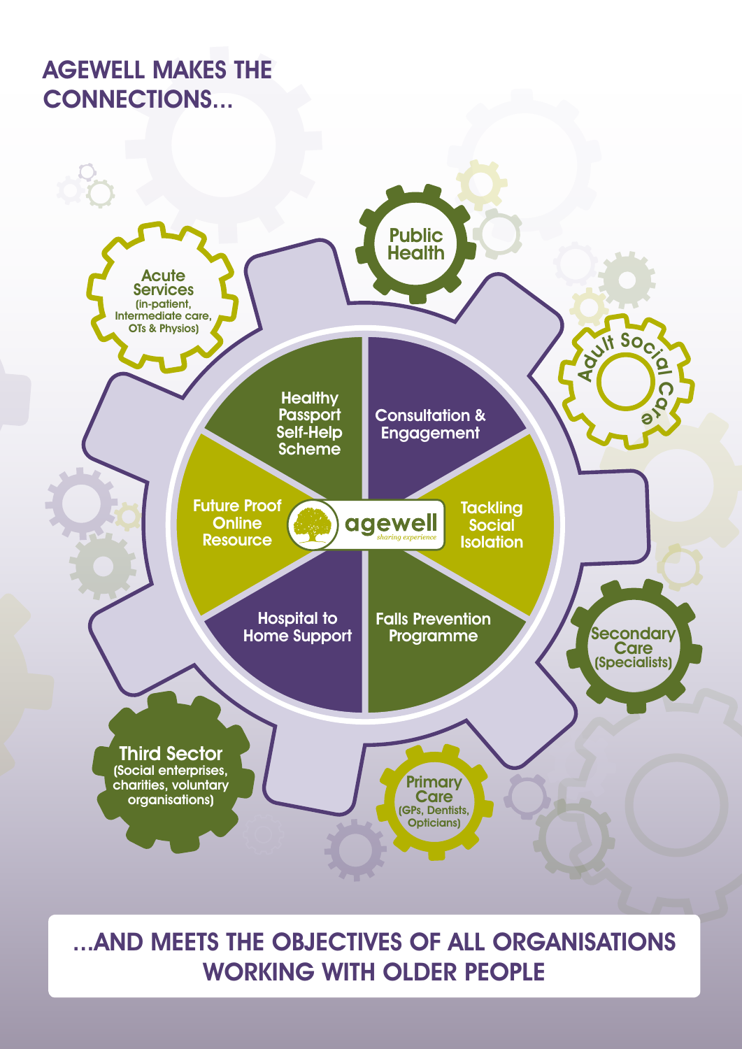# AGEWELL MAKES THE CONNECTIONS...

**agewell** *sharing experience*

- Healthy Passport Self-Help Scheme
- Consultation & Engagement
- Tackling Social Isolation
- Falls Prevention Programme
- Hospital to Home Support
- Future Proof Online Resource

**Public Health**

**Adult Social Care**

**Secondary Care** (Specialists)

**Primary Care** (GPs, Dentists, Opticians)

**Third Sector** (Social enterprises, charities, voluntary organisations)

**Acute Services** (in-patient, Intermediate care, OTs & Physios)

## ...AND MEETS THE OBJECTIVES OF ALL ORGANISATIONS WORKING WITH OLDER PEOPLE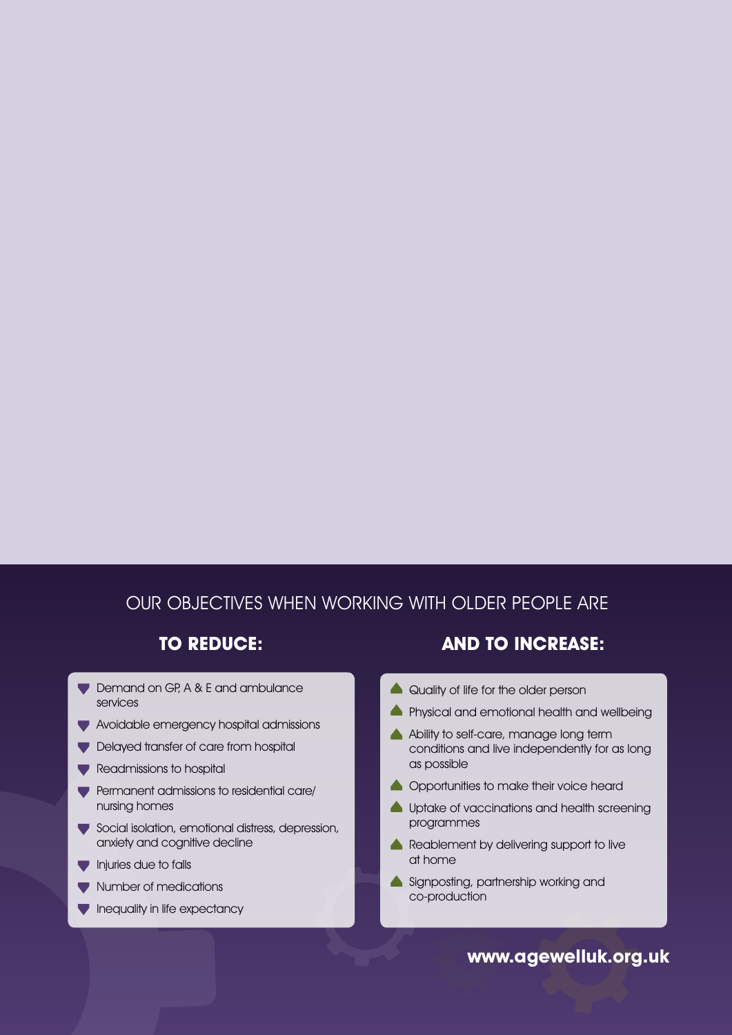## OUR OBJECTIVES WHEN WORKING WITH OLDER PEOPLE ARE

### TO REDUCE:

- Demand on GP, A & E and ambulance services
- Avoidable emergency hospital admissions
- Delayed transfer of care from hospital
- Readmissions to hospital
- Permanent admissions to residential care/ nursing homes
- Social isolation, emotional distress, depression, anxiety and cognitive decline
- Injuries due to falls
- Number of medications
- Inequality in life expectancy

### AND TO INCREASE:

- Quality of life for the older person
- Physical and emotional health and wellbeing
- Ability to self-care, manage long term conditions and live independently for as long as possible
- Opportunities to make their voice heard
- Uptake of vaccinations and health screening programmes
- Reablement by delivering support to live at home
- Signposting, partnership working and co-production

**www.agewelluk.org.uk**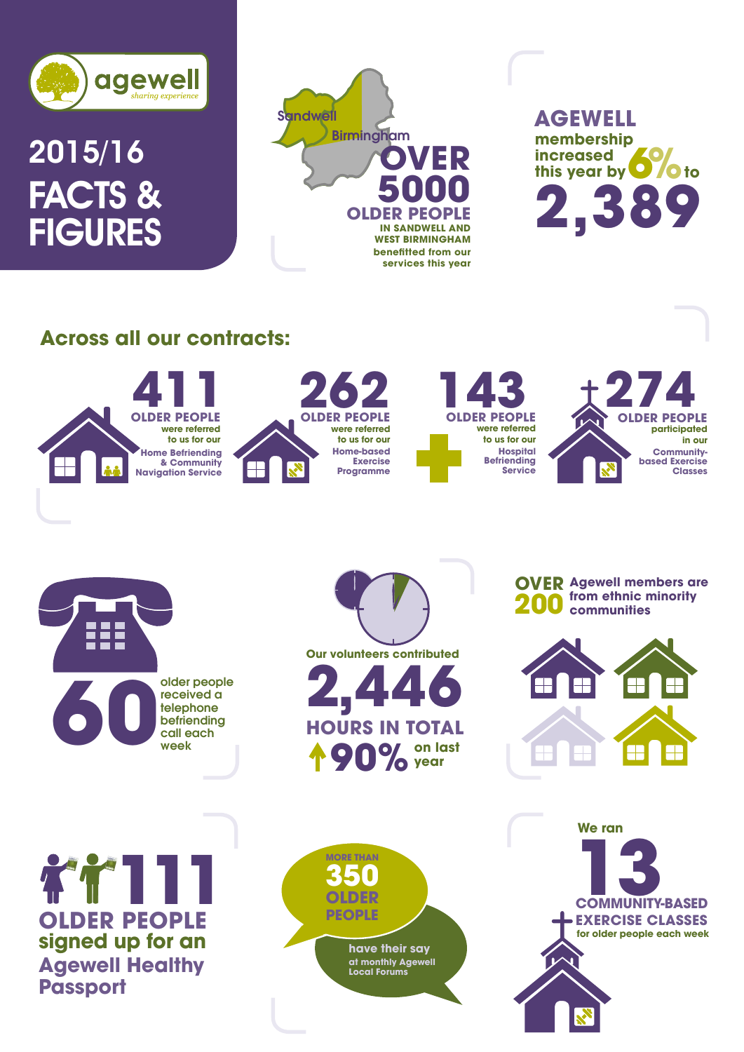agewell
*sharing experience*

# 2015/16 FACTS & FIGURES

Sandwell
Birmingham

**OVER 5000 OLDER PEOPLE** IN SANDWELL AND WEST BIRMINGHAM benefitted from our services this year

**AGEWELL** membership increased this year by **6%** to **2,389**

## Across all our contracts:

**411 OLDER PEOPLE** were referred to us for our Home Befriending & Community Navigation Service

**262 OLDER PEOPLE** were referred to us for our Home-based Exercise Programme

**143 OLDER PEOPLE** were referred to us for our Hospital Befriending Service

**274 OLDER PEOPLE** participated in our Community-based Exercise Classes

**60** older people received a telephone befriending call each week

Our volunteers contributed **2,446 HOURS IN TOTAL** ↑ **90%** on last year

**OVER 200** Agewell members are from ethnic minority communities

**111 OLDER PEOPLE** signed up for an Agewell Healthy Passport

MORE THAN **350 OLDER PEOPLE** have their say at monthly Agewell Local Forums

We ran **13 COMMUNITY-BASED EXERCISE CLASSES** for older people each week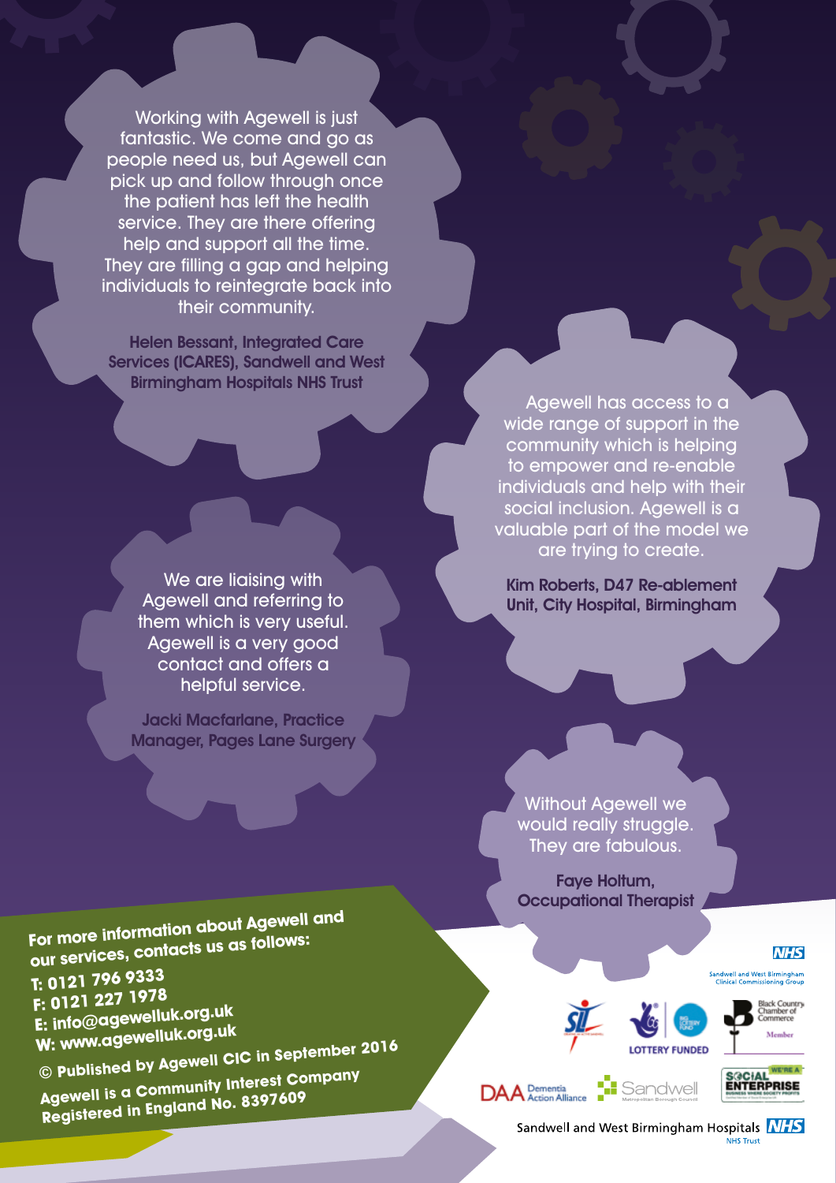Working with Agewell is just fantastic. We come and go as people need us, but Agewell can pick up and follow through once the patient has left the health service. They are there offering help and support all the time. They are filling a gap and helping individuals to reintegrate back into their community.

**Helen Bessant, Integrated Care Services (ICARES), Sandwell and West Birmingham Hospitals NHS Trust**

Agewell has access to a wide range of support in the community which is helping to empower and re-enable individuals and help with their social inclusion. Agewell is a valuable part of the model we are trying to create.

**Kim Roberts, D47 Re-ablement Unit, City Hospital, Birmingham**

We are liaising with Agewell and referring to them which is very useful. Agewell is a very good contact and offers a helpful service.

**Jacki Macfarlane, Practice Manager, Pages Lane Surgery**

Without Agewell we would really struggle. They are fabulous.

**Faye Holtum, Occupational Therapist**

**For more information about Agewell and our services, contacts us as follows:**

**T: 0121 796 9333**
**F: 0121 227 1978**
**E: info@agewelluk.org.uk**
**W: www.agewelluk.org.uk**

**© Published by Agewell CIC in September 2016**
**Agewell is a Community Interest Company**
**Registered in England No. 8397609**

NHS
Sandwell and West Birmingham Clinical Commissioning Group

LOTTERY FUNDED

Black Country Chamber of Commerce
Member

DAA Dementia Action Alliance

Sandwell Metropolitan Borough Council

WE'RE A SOCIAL ENTERPRISE

Sandwell and West Birmingham Hospitals NHS
NHS Trust